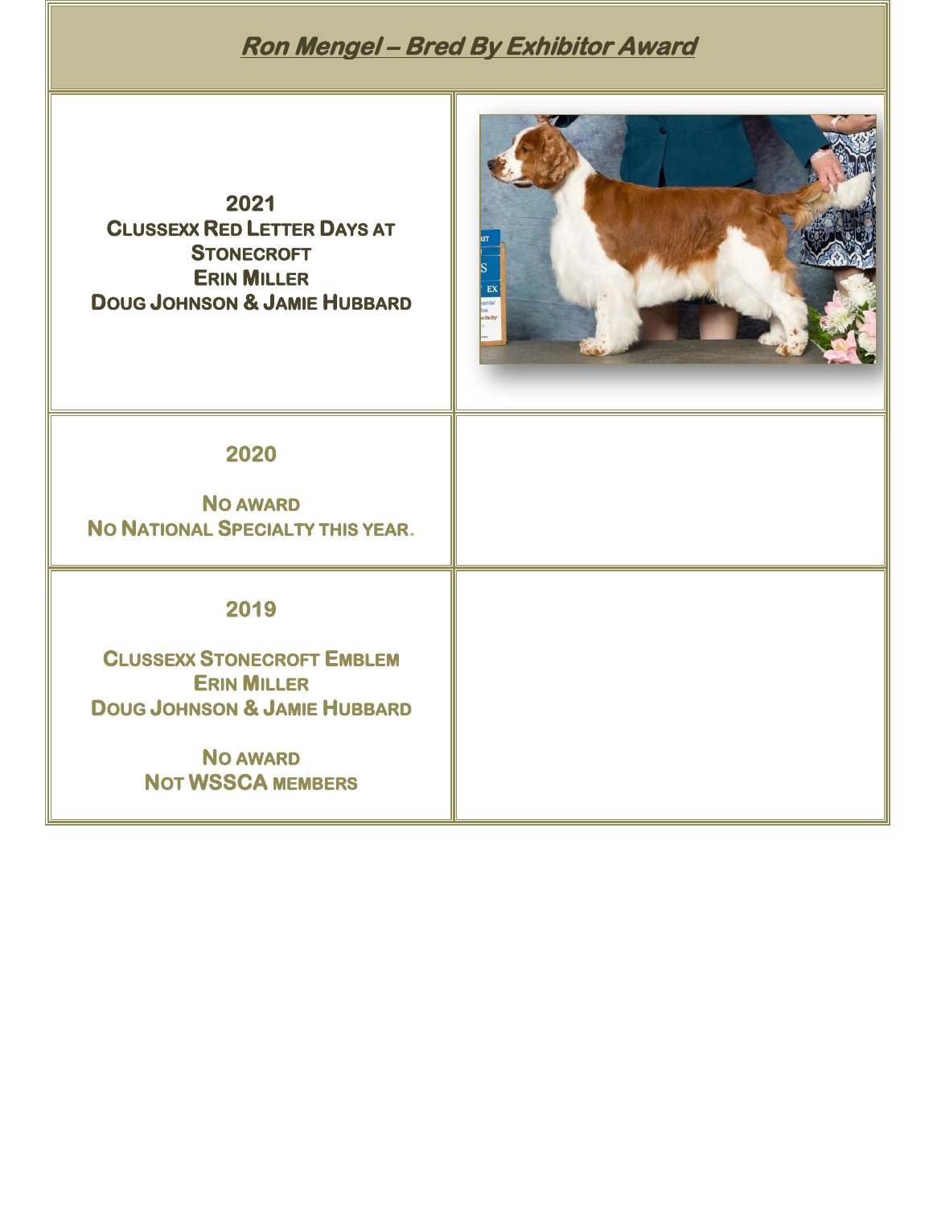# *Ron Mengel – Bred By Exhibitor Award*

| | |
|---|---|
| **2021**<br>**Clussexx Red Letter Days at Stonecroft**<br>**Erin Miller**<br>**Doug Johnson & Jamie Hubbard** | |
| **2020**<br><br>**No award**<br>**No National Specialty this year.** | |
| **2019**<br><br>**Clussexx Stonecroft Emblem**<br>**Erin Miller**<br>**Doug Johnson & Jamie Hubbard**<br><br>**No award**<br>**Not WSSCA members** | |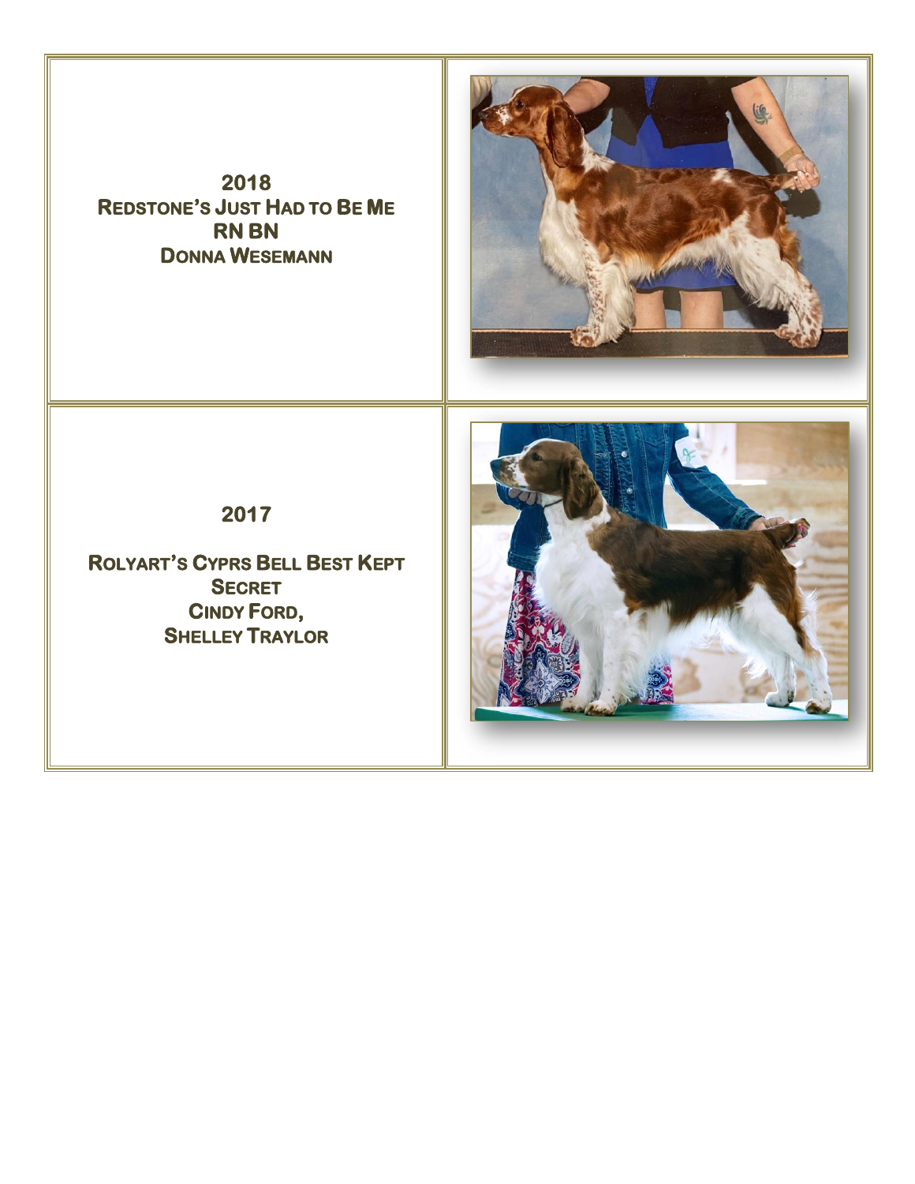**2018**
**REDSTONE'S JUST HAD TO BE ME**
**RN BN**
**DONNA WESEMANN**

**2017**

**ROLYART'S CYPRS BELL BEST KEPT SECRET**
**CINDY FORD,**
**SHELLEY TRAYLOR**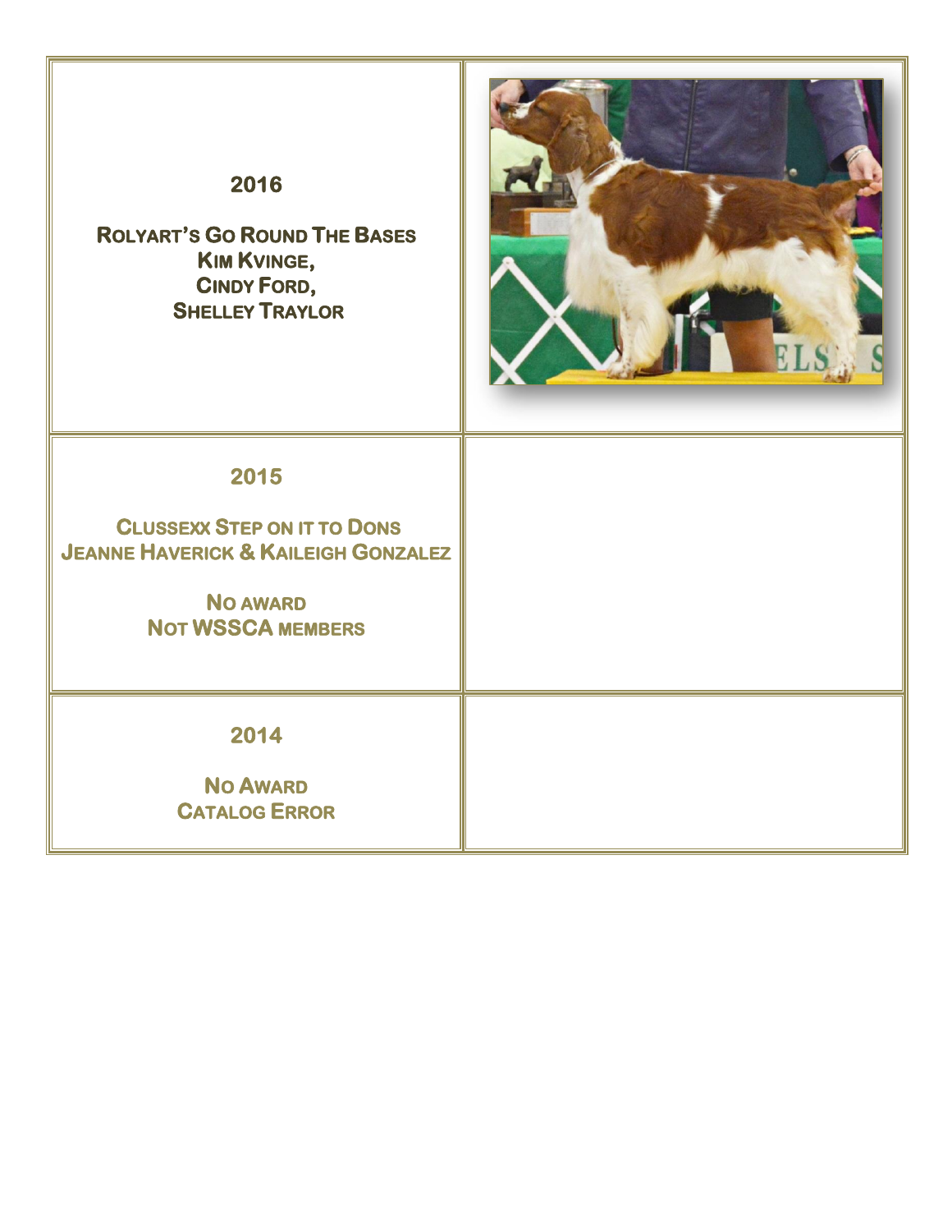| | |
|---|---|
| **2016**<br><br>**Rolyart's Go Round The Bases**<br>**Kim Kvinge,**<br>**Cindy Ford,**<br>**Shelley Traylor** | |
| **2015**<br><br>**Clussexx Step on it to Dons**<br>**Jeanne Haverick & Kaileigh Gonzalez**<br><br>**No award**<br>**Not WSSCA members** | |
| **2014**<br><br>**No Award**<br>**Catalog Error** | |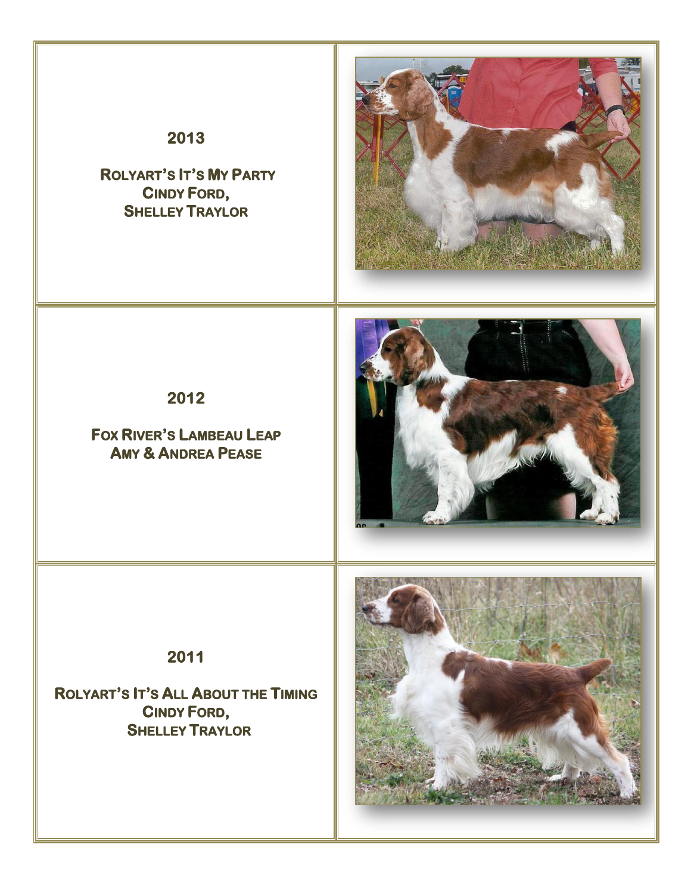**2013**

**Rolyart's It's My Party**
**Cindy Ford,**
**Shelley Traylor**

**2012**

**Fox River's Lambeau Leap**
**Amy & Andrea Pease**

**2011**

**Rolyart's It's All About the Timing**
**Cindy Ford,**
**Shelley Traylor**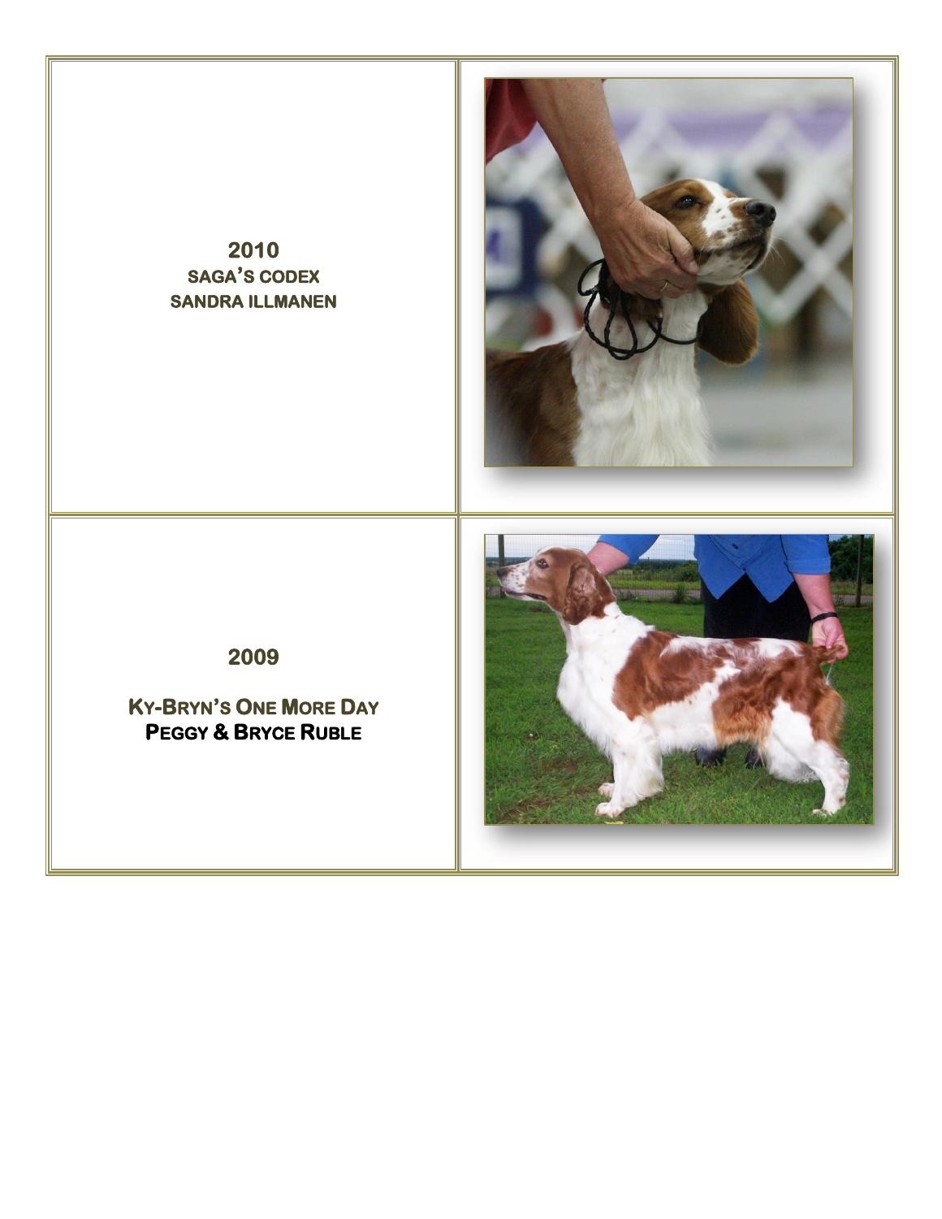**2010**

**SAGA'S CODEX**

**SANDRA ILLMANEN**

**2009**

**KY-BRYN'S ONE MORE DAY**

**PEGGY & BRYCE RUBLE**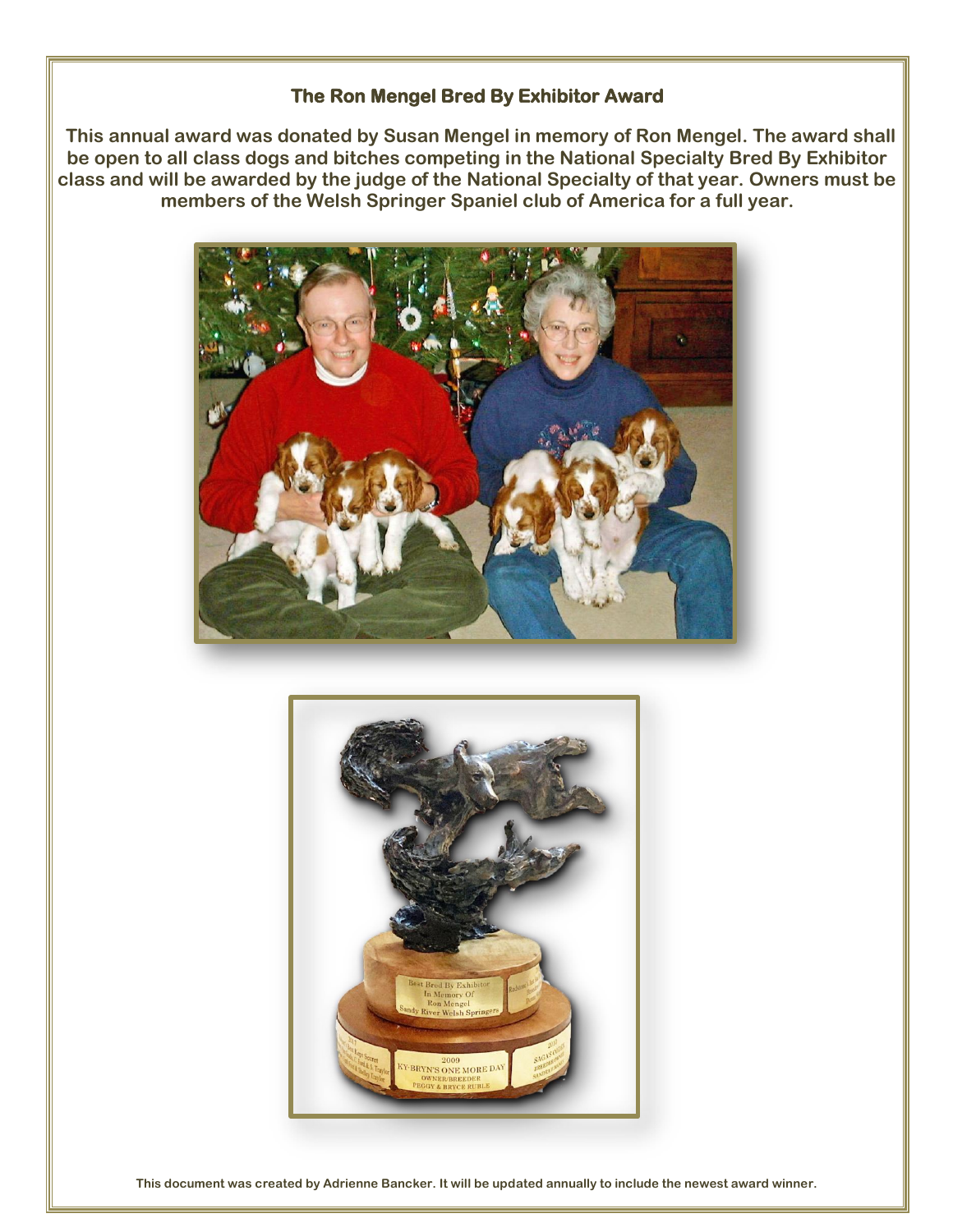## The Ron Mengel Bred By Exhibitor Award

**This annual award was donated by Susan Mengel in memory of Ron Mengel. The award shall be open to all class dogs and bitches competing in the National Specialty Bred By Exhibitor class and will be awarded by the judge of the National Specialty of that year. Owners must be members of the Welsh Springer Spaniel club of America for a full year.**

**This document was created by Adrienne Bancker. It will be updated annually to include the newest award winner.**